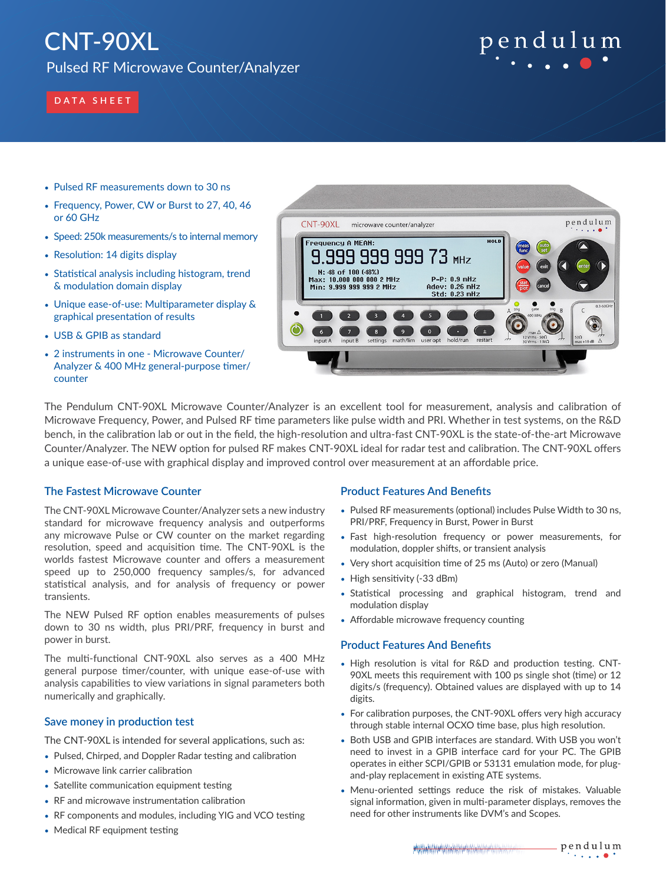# CNT-90XL

## Pulsed RF Microwave Counter/Analyzer

DATA SHEET

- Pulsed RF measurements down to 30 ns
- Frequency, Power, CW or Burst to 27, 40, 46 or 60 GHz
- Speed: 250k measurements/s to internal memory
- Resolution: 14 digits display
- Statistical analysis including histogram, trend & modulation domain display
- Unique ease-of-use: Multiparameter display & graphical presentation of results
- USB & GPIB as standard
- 2 instruments in one - Microwave Counter/ Analyzer & 400 MHz general-purpose timer/ counter

The Pendulum CNT-90XL Microwave Counter/Analyzer is an excellent tool for measurement, analysis and calibration of Microwave Frequency, Power, and Pulsed RF time parameters like pulse width and PRI. Whether in test systems, on the R&D bench, in the calibration lab or out in the field, the high-resolution and ultra-fast CNT-90XL is the state-of-the-art Microwave Counter/Analyzer. The NEW option for pulsed RF makes CNT-90XL ideal for radar test and calibration. The CNT-90XL offers a unique ease-of-use with graphical display and improved control over measurement at an affordable price.

### The Fastest Microwave Counter

The CNT-90XL Microwave Counter/Analyzer sets a new industry standard for microwave frequency analysis and outperforms any microwave Pulse or CW counter on the market regarding resolution, speed and acquisition time. The CNT-90XL is the worlds fastest Microwave counter and offers a measurement speed up to 250,000 frequency samples/s, for advanced statistical analysis, and for analysis of frequency or power transients.

The NEW Pulsed RF option enables measurements of pulses down to 30 ns width, plus PRI/PRF, frequency in burst and power in burst.

The multi-functional CNT-90XL also serves as a 400 MHz general purpose timer/counter, with unique ease-of-use with analysis capabilities to view variations in signal parameters both numerically and graphically.

### Save money in production test

The CNT-90XL is intended for several applications, such as:

- Pulsed, Chirped, and Doppler Radar testing and calibration
- Microwave link carrier calibration
- Satellite communication equipment testing
- RF and microwave instrumentation calibration
- RF components and modules, including YIG and VCO testing
- Medical RF equipment testing

### Product Features And Benefits

- Pulsed RF measurements (optional) includes Pulse Width to 30 ns, PRI/PRF, Frequency in Burst, Power in Burst
- Fast high-resolution frequency or power measurements, for modulation, doppler shifts, or transient analysis
- Very short acquisition time of 25 ms (Auto) or zero (Manual)
- High sensitivity (-33 dBm)
- Statistical processing and graphical histogram, trend and modulation display
- Affordable microwave frequency counting

### Product Features And Benefits

- High resolution is vital for R&D and production testing. CNT-90XL meets this requirement with 100 ps single shot (time) or 12 digits/s (frequency). Obtained values are displayed with up to 14 digits.
- For calibration purposes, the CNT-90XL offers very high accuracy through stable internal OCXO time base, plus high resolution.
- Both USB and GPIB interfaces are standard. With USB you won't need to invest in a GPIB interface card for your PC. The GPIB operates in either SCPI/GPIB or 53131 emulation mode, for plug-and-play replacement in existing ATE systems.
- Menu-oriented settings reduce the risk of mistakes. Valuable signal information, given in multi-parameter displays, removes the need for other instruments like DVM's and Scopes.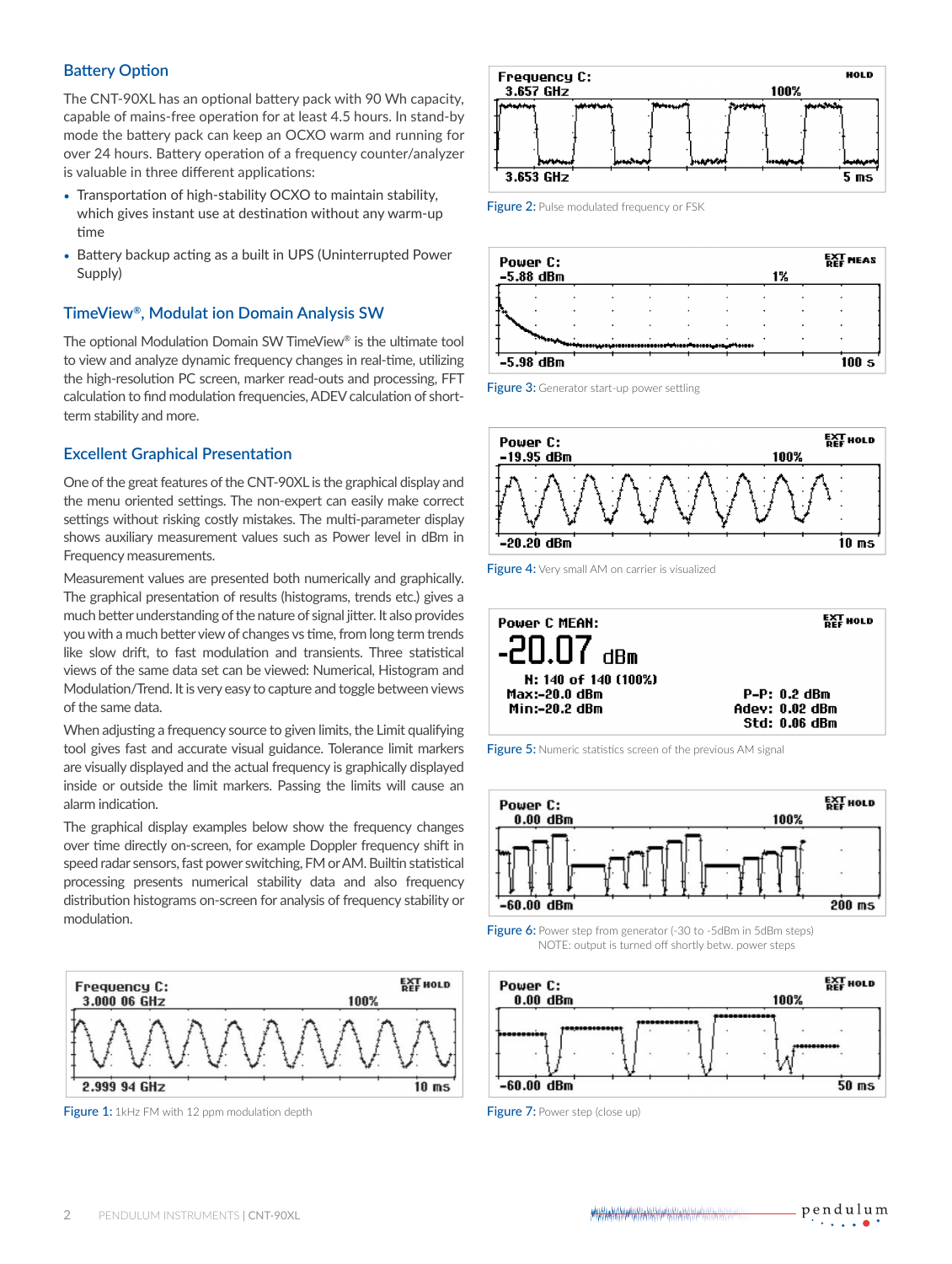## Battery Option

The CNT-90XL has an optional battery pack with 90 Wh capacity, capable of mains-free operation for at least 4.5 hours. In stand-by mode the battery pack can keep an OCXO warm and running for over 24 hours. Battery operation of a frequency counter/analyzer is valuable in three different applications:

- Transportation of high-stability OCXO to maintain stability, which gives instant use at destination without any warm-up time
- Battery backup acting as a built in UPS (Uninterrupted Power Supply)

## TimeView®, Modulat ion Domain Analysis SW

The optional Modulation Domain SW TimeView® is the ultimate tool to view and analyze dynamic frequency changes in real-time, utilizing the high-resolution PC screen, marker read-outs and processing, FFT calculation to find modulation frequencies, ADEV calculation of short-term stability and more.

## Excellent Graphical Presentation

One of the great features of the CNT-90XL is the graphical display and the menu oriented settings. The non-expert can easily make correct settings without risking costly mistakes. The multi-parameter display shows auxiliary measurement values such as Power level in dBm in Frequency measurements.

Measurement values are presented both numerically and graphically. The graphical presentation of results (histograms, trends etc.) gives a much better understanding of the nature of signal jitter. It also provides you with a much better view of changes vs time, from long term trends like slow drift, to fast modulation and transients. Three statistical views of the same data set can be viewed: Numerical, Histogram and Modulation/Trend. It is very easy to capture and toggle between views of the same data.

When adjusting a frequency source to given limits, the Limit qualifying tool gives fast and accurate visual guidance. Tolerance limit markers are visually displayed and the actual frequency is graphically displayed inside or outside the limit markers. Passing the limits will cause an alarm indication.

The graphical display examples below show the frequency changes over time directly on-screen, for example Doppler frequency shift in speed radar sensors, fast power switching, FM or AM. Builtin statistical processing presents numerical stability data and also frequency distribution histograms on-screen for analysis of frequency stability or modulation.

Figure 1: 1kHz FM with 12 ppm modulation depth

Figure 2: Pulse modulated frequency or FSK

Figure 3: Generator start-up power settling

Figure 4: Very small AM on carrier is visualized

Figure 5: Numeric statistics screen of the previous AM signal

Figure 6: Power step from generator (-30 to -5dBm in 5dBm steps)
NOTE: output is turned off shortly betw. power steps

Figure 7: Power step (close up)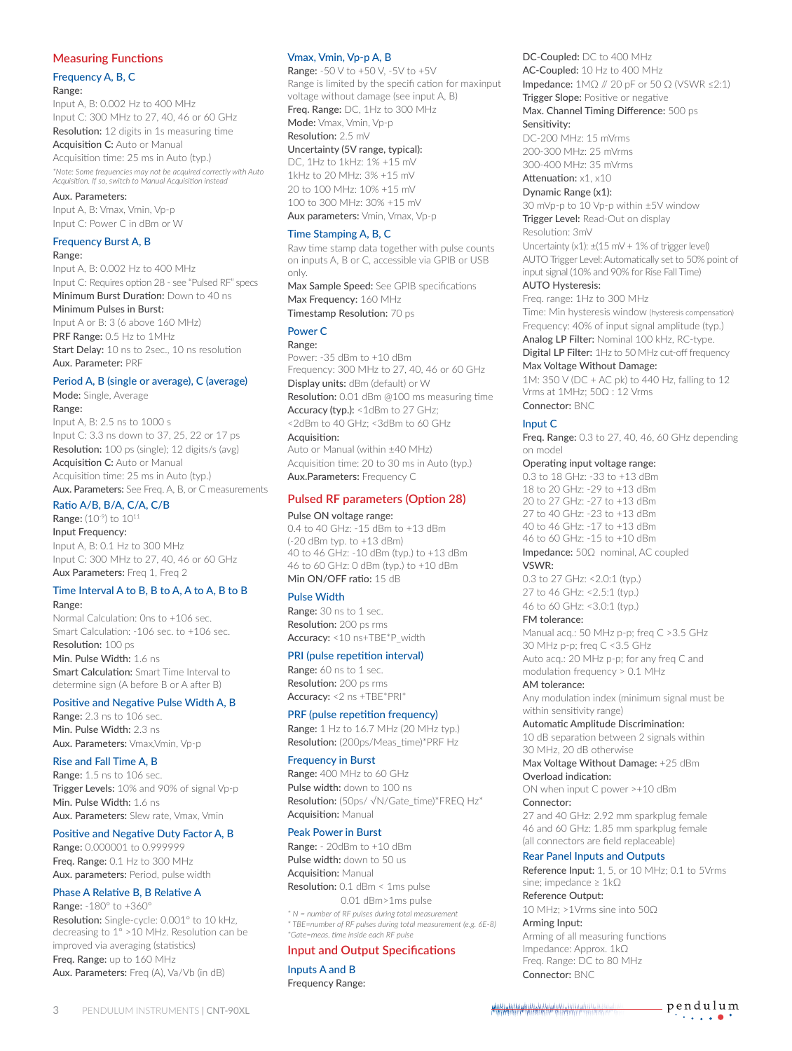## Measuring Functions

### Frequency A, B, C

**Range:**
Input A, B: 0.002 Hz to 400 MHz
Input C: 300 MHz to 27, 40, 46 or 60 GHz
**Resolution:** 12 digits in 1s measuring time
**Acquisition C:** Auto or Manual
Acquisition time: 25 ms in Auto (typ.)
*\*Note: Some frequencies may not be acquired correctly with Auto Acquisition. If so, switch to Manual Acquisition instead*

**Aux. Parameters:**
Input A, B: Vmax, Vmin, Vp-p
Input C: Power C in dBm or W

### Frequency Burst A, B

**Range:**
Input A, B: 0.002 Hz to 400 MHz
Input C: Requires option 28 - see "Pulsed RF" specs
**Minimum Burst Duration:** Down to 40 ns
**Minimum Pulses in Burst:**
Input A or B: 3 (6 above 160 MHz)
**PRF Range:** 0.5 Hz to 1MHz
**Start Delay:** 10 ns to 2sec., 10 ns resolution
**Aux. Parameter:** PRF

### Period A, B (single or average), C (average)

**Mode:** Single, Average
**Range:**
Input A, B: 2.5 ns to 1000 s
Input C: 3.3 ns down to 37, 25, 22 or 17 ps
**Resolution:** 100 ps (single); 12 digits/s (avg)
**Acquisition C:** Auto or Manual
Acquisition time: 25 ms in Auto (typ.)
**Aux. Parameters:** See Freq. A, B, or C measurements

### Ratio A/B, B/A, C/A, C/B

**Range:** $(10^{-9})$ to $10^{11}$
**Input Frequency:**
Input A, B: 0.1 Hz to 300 MHz
Input C: 300 MHz to 27, 40, 46 or 60 GHz
**Aux Parameters:** Freq 1, Freq 2

### Time Interval A to B, B to A, A to A, B to B

**Range:**
Normal Calculation: 0ns to +106 sec.
Smart Calculation: -106 sec. to +106 sec.
**Resolution:** 100 ps
**Min. Pulse Width:** 1.6 ns
**Smart Calculation:** Smart Time Interval to determine sign (A before B or A after B)

### Positive and Negative Pulse Width A, B

**Range:** 2.3 ns to 106 sec.
**Min. Pulse Width:** 2.3 ns
**Aux. Parameters:** Vmax,Vmin, Vp-p

### Rise and Fall Time A, B

**Range:** 1.5 ns to 106 sec.
**Trigger Levels:** 10% and 90% of signal Vp-p
**Min. Pulse Width:** 1.6 ns
**Aux. Parameters:** Slew rate, Vmax, Vmin

### Positive and Negative Duty Factor A, B

**Range:** 0.000001 to 0.999999
**Freq. Range:** 0.1 Hz to 300 MHz
**Aux. parameters:** Period, pulse width

### Phase A Relative B, B Relative A

**Range:** -180° to +360°
**Resolution:** Single-cycle: 0.001° to 10 kHz, decreasing to 1° >10 MHz. Resolution can be improved via averaging (statistics)
**Freq. Range:** up to 160 MHz
**Aux. Parameters:** Freq (A), Va/Vb (in dB)

### Vmax, Vmin, Vp-p A, B

**Range:** -50 V to +50 V, -5V to +5V
Range is limited by the specification for maxinput voltage without damage (see input A, B)
**Freq. Range:** DC, 1Hz to 300 MHz
**Mode:** Vmax, Vmin, Vp-p
**Resolution:** 2.5 mV
**Uncertainty (5V range, typical):**
DC, 1Hz to 1kHz: 1% +15 mV
1kHz to 20 MHz: 3% +15 mV
20 to 100 MHz: 10% +15 mV
100 to 300 MHz: 30% +15 mV
**Aux parameters:** Vmin, Vmax, Vp-p

### Time Stamping A, B, C

Raw time stamp data together with pulse counts on inputs A, B or C, accessible via GPIB or USB only.
**Max Sample Speed:** See GPIB specifications
**Max Frequency:** 160 MHz
**Timestamp Resolution:** 70 ps

### Power C

**Range:**
Power: -35 dBm to +10 dBm
Frequency: 300 MHz to 27, 40, 46 or 60 GHz
**Display units:** dBm (default) or W
**Resolution:** 0.01 dBm @100 ms measuring time
**Accuracy (typ.):** <1dBm to 27 GHz; <2dBm to 40 GHz; <3dBm to 60 GHz
**Acquisition:**
Auto or Manual (within ±40 MHz)
Acquisition time: 20 to 30 ms in Auto (typ.)
**Aux.Parameters:** Frequency C

## Pulsed RF parameters (Option 28)

**Pulse ON voltage range:**
0.4 to 40 GHz: -15 dBm to +13 dBm (-20 dBm typ. to +13 dBm)
40 to 46 GHz: -10 dBm (typ.) to +13 dBm
46 to 60 GHz: 0 dBm (typ.) to +10 dBm
**Min ON/OFF ratio:** 15 dB

### Pulse Width

**Range:** 30 ns to 1 sec.
**Resolution:** 200 ps rms
**Accuracy:** <10 ns+TBE*P_width

### PRI (pulse repetition interval)

**Range:** 60 ns to 1 sec.
**Resolution:** 200 ps rms
**Accuracy:** <2 ns +TBE*PRI*

### PRF (pulse repetition frequency)

**Range:** 1 Hz to 16.7 MHz (20 MHz typ.)
**Resolution:** (200ps/Meas_time)*PRF Hz

### Frequency in Burst

**Range:** 400 MHz to 60 GHz
**Pulse width:** down to 100 ns
**Resolution:** (50ps/ √N/Gate_time)*FREQ Hz*
**Acquisition:** Manual

### Peak Power in Burst

**Range:** - 20dBm to +10 dBm
**Pulse width:** down to 50 us
**Acquisition:** Manual
**Resolution:** 0.1 dBm < 1ms pulse
0.01 dBm>1ms pulse

*\* N = number of RF pulses during total measurement*
*\* TBE=number of RF pulses during total measurement (e.g. 6E-8)*
*\*Gate=meas. time inside each RF pulse*

## Input and Output Specifications

### Inputs A and B

**Frequency Range:**
**DC-Coupled:** DC to 400 MHz
**AC-Coupled:** 10 Hz to 400 MHz
**Impedance:** 1MΩ // 20 pF or 50 Ω (VSWR ≤2:1)
**Trigger Slope:** Positive or negative
**Max. Channel Timing Difference:** 500 ps
**Sensitivity:**
DC-200 MHz: 15 mVrms
200-300 MHz: 25 mVrms
300-400 MHz: 35 mVrms
**Attenuation:** x1, x10
**Dynamic Range (x1):**
30 mVp-p to 10 Vp-p within ±5V window
**Trigger Level:** Read-Out on display
Resolution: 3mV
Uncertainty (x1): ±(15 mV + 1% of trigger level)
AUTO Trigger Level: Automatically set to 50% point of input signal (10% and 90% for Rise Fall Time)
**AUTO Hysteresis:**
Freq. range: 1Hz to 300 MHz
Time: Min hysteresis window (hysteresis compensation)
Frequency: 40% of input signal amplitude (typ.)
**Analog LP Filter:** Nominal 100 kHz, RC-type.
**Digital LP Filter:** 1Hz to 50 MHz cut-off frequency
**Max Voltage Without Damage:**
1M: 350 V (DC + AC pk) to 440 Hz, falling to 12 Vrms at 1MHz; 50Ω : 12 Vrms
**Connector:** BNC

### Input C

**Freq. Range:** 0.3 to 27, 40, 46, 60 GHz depending on model
**Operating input voltage range:**
0.3 to 18 GHz: -33 to +13 dBm
18 to 20 GHz: -29 to +13 dBm
20 to 27 GHz: -27 to +13 dBm
27 to 40 GHz: -23 to +13 dBm
40 to 46 GHz: -17 to +13 dBm
46 to 60 GHz: -15 to +10 dBm
**Impedance:** 50Ω nominal, AC coupled
**VSWR:**
0.3 to 27 GHz: <2.0:1 (typ.)
27 to 46 GHz: <2.5:1 (typ.)
46 to 60 GHz: <3.0:1 (typ.)
**FM tolerance:**
Manual acq.: 50 MHz p-p; freq C >3.5 GHz
30 MHz p-p; freq C <3.5 GHz
Auto acq.: 20 MHz p-p; for any freq C and modulation frequency > 0.1 MHz
**AM tolerance:**
Any modulation index (minimum signal must be within sensitivity range)
**Automatic Amplitude Discrimination:**
10 dB separation between 2 signals within 30 MHz, 20 dB otherwise
**Max Voltage Without Damage:** +25 dBm
**Overload indication:**
ON when input C power >+10 dBm
**Connector:**
27 and 40 GHz: 2.92 mm sparkplug female
46 and 60 GHz: 1.85 mm sparkplug female
(all connectors are field replaceable)

### Rear Panel Inputs and Outputs

**Reference Input:** 1, 5, or 10 MHz; 0.1 to 5Vrms sine; impedance ≥ 1kΩ
**Reference Output:**
10 MHz; >1Vrms sine into 50Ω
**Arming Input:**
Arming of all measuring functions
Impedance: Approx. 1kΩ
Freq. Range: DC to 80 MHz
**Connector:** BNC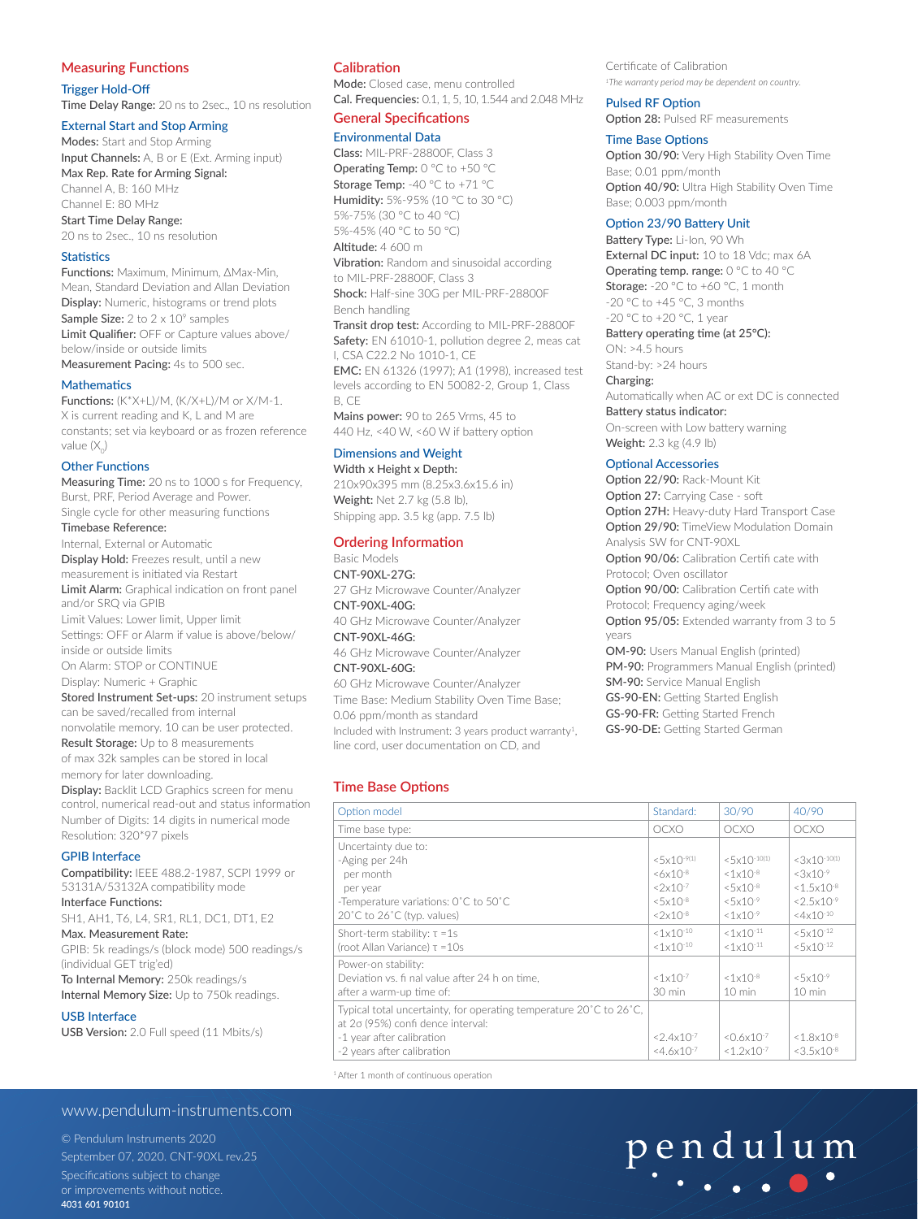## Measuring Functions

### Trigger Hold-Off

**Time Delay Range:** 20 ns to 2sec., 10 ns resolution

### External Start and Stop Arming

**Modes:** Start and Stop Arming
**Input Channels:** A, B or E (Ext. Arming input)
**Max Rep. Rate for Arming Signal:**
Channel A, B: 160 MHz
Channel E: 80 MHz
**Start Time Delay Range:**
20 ns to 2sec., 10 ns resolution

### Statistics

**Functions:** Maximum, Minimum, ΔMax-Min, Mean, Standard Deviation and Allan Deviation
**Display:** Numeric, histograms or trend plots
**Sample Size:** 2 to 2 x $10^9$ samples
**Limit Qualifier:** OFF or Capture values above/below/inside or outside limits
**Measurement Pacing:** 4s to 500 sec.

### Mathematics

**Functions:** (K*X+L)/M, (K/X+L)/M or X/M-1. X is current reading and K, L and M are constants; set via keyboard or as frozen reference value ($X_0$)

### Other Functions

**Measuring Time:** 20 ns to 1000 s for Frequency, Burst, PRF, Period Average and Power. Single cycle for other measuring functions
**Timebase Reference:**
Internal, External or Automatic
**Display Hold:** Freezes result, until a new measurement is initiated via Restart
**Limit Alarm:** Graphical indication on front panel and/or SRQ via GPIB
Limit Values: Lower limit, Upper limit
Settings: OFF or Alarm if value is above/below/inside or outside limits
On Alarm: STOP or CONTINUE
Display: Numeric + Graphic
**Stored Instrument Set-ups:** 20 instrument setups can be saved/recalled from internal nonvolatile memory. 10 can be user protected.
**Result Storage:** Up to 8 measurements of max 32k samples can be stored in local memory for later downloading.
**Display:** Backlit LCD Graphics screen for menu control, numerical read-out and status information
Number of Digits: 14 digits in numerical mode
Resolution: 320*97 pixels

### GPIB Interface

**Compatibility:** IEEE 488.2-1987, SCPI 1999 or 53131A/53132A compatibility mode
**Interface Functions:**
SH1, AH1, T6, L4, SR1, RL1, DC1, DT1, E2
**Max. Measurement Rate:**
GPIB: 5k readings/s (block mode) 500 readings/s (individual GET trig'ed)
**To Internal Memory:** 250k readings/s
**Internal Memory Size:** Up to 750k readings.

### USB Interface

**USB Version:** 2.0 Full speed (11 Mbits/s)

## Calibration

**Mode:** Closed case, menu controlled
**Cal. Frequencies:** 0.1, 1, 5, 10, 1.544 and 2.048 MHz

## General Specifications

### Environmental Data

**Class:** MIL-PRF-28800F, Class 3
**Operating Temp:** 0 °C to +50 °C
**Storage Temp:** -40 °C to +71 °C
**Humidity:** 5%-95% (10 °C to 30 °C)
5%-75% (30 °C to 40 °C)
5%-45% (40 °C to 50 °C)
**Altitude:** 4 600 m
**Vibration:** Random and sinusoidal according to MIL-PRF-28800F Class 3
**Shock:** Half-sine 30G per MIL-PRF-28800F
Bench handling
**Transit drop test:** According to MIL-PRF-28800F
**Safety:** EN 61010-1, pollution degree 2, meas cat I, CSA C22.2 No 1010-1, CE
**EMC:** EN 61326 (1997); A1 (1998), increased test levels according to EN 50082-2, Group 1, Class B, CE
**Mains power:** 90 to 265 Vrms, 45 to 440 Hz, <40 W, <60 W if battery option

### Dimensions and Weight

**Width x Height x Depth:**
210x90x395 mm (8.25x3.6x15.6 in)
**Weight:** Net 2.7 kg (5.8 lb),
Shipping app. 3.5 kg (app. 7.5 lb)

## Ordering Information

Basic Models
**CNT-90XL-27G:**
27 GHz Microwave Counter/Analyzer
**CNT-90XL-40G:**
40 GHz Microwave Counter/Analyzer
**CNT-90XL-46G:**
46 GHz Microwave Counter/Analyzer
**CNT-90XL-60G:**
60 GHz Microwave Counter/Analyzer
Time Base: Medium Stability Oven Time Base; 0.06 ppm/month as standard
Included with Instrument: 3 years product warranty[1], line cord, user documentation on CD, and Certificate of Calibration

[1] *The warranty period may be dependent on country.*

### Pulsed RF Option

**Option 28:** Pulsed RF measurements

### Time Base Options

**Option 30/90:** Very High Stability Oven Time Base; 0.01 ppm/month
**Option 40/90:** Ultra High Stability Oven Time Base; 0.003 ppm/month

### Option 23/90 Battery Unit

**Battery Type:** Li-Ion, 90 Wh
**External DC input:** 10 to 18 Vdc; max 6A
**Operating temp. range:** 0 °C to 40 °C
**Storage:** -20 °C to +60 °C, 1 month
-20 °C to +45 °C, 3 months
-20 °C to +20 °C, 1 year
**Battery operating time (at 25°C):**
ON: >4.5 hours
Stand-by: >24 hours
**Charging:**
Automatically when AC or ext DC is connected
**Battery status indicator:**
On-screen with Low battery warning
**Weight:** 2.3 kg (4.9 lb)

### Optional Accessories

**Option 22/90:** Rack-Mount Kit
**Option 27:** Carrying Case - soft
**Option 27H:** Heavy-duty Hard Transport Case
**Option 29/90:** TimeView Modulation Domain Analysis SW for CNT-90XL
**Option 90/06:** Calibration Certifi cate with Protocol; Oven oscillator
**Option 90/00:** Calibration Certifi cate with Protocol; Frequency aging/week
**Option 95/05:** Extended warranty from 3 to 5 years
**OM-90:** Users Manual English (printed)
**PM-90:** Programmers Manual English (printed)
**SM-90:** Service Manual English
**GS-90-EN:** Getting Started English
**GS-90-FR:** Getting Started French
**GS-90-DE:** Getting Started German

## Time Base Options

| Option model | Standard: | 30/90 | 40/90 |
|---|---|---|---|
| Time base type: | OCXO | OCXO | OCXO |
| Uncertainty due to:<br>-Aging per 24h<br>per month<br>per year<br>-Temperature variations: 0˚C to 50˚C<br>20˚C to 26˚C (typ. values) | <br>$<5\times10^{-9(1)}$<br>$<6\times10^{-8}$<br>$<2\times10^{-7}$<br>$<5\times10^{-8}$<br>$<2\times10^{-8}$ | <br>$<5\times10^{-10(1)}$<br>$<1\times10^{-8}$<br>$<5\times10^{-8}$<br>$<5\times10^{-9}$<br>$<1\times10^{-9}$ | <br>$<3\times10^{-10(1)}$<br>$<3\times10^{-9}$<br>$<1.5\times10^{-8}$<br>$<2.5\times10^{-9}$<br>$<4\times10^{-10}$ |
| Short-term stability: τ =1s<br>(root Allan Variance) τ =10s | $<1\times10^{-10}$<br>$<1\times10^{-10}$ | $<1\times10^{-11}$<br>$<1\times10^{-11}$ | $<5\times10^{-12}$<br>$<5\times10^{-12}$ |
| Power-on stability:<br>Deviation vs. fi nal value after 24 h on time,<br>after a warm-up time of: | <br>$<1\times10^{-7}$<br>30 min | <br>$<1\times10^{-8}$<br>10 min | <br>$<5\times10^{-9}$<br>10 min |
| Typical total uncertainty, for operating temperature 20˚C to 26˚C, at 2σ (95%) confi dence interval:<br>-1 year after calibration<br>-2 years after calibration | <br><br>$<2.4\times10^{-7}$<br>$<4.6\times10^{-7}$ | <br><br>$<0.6\times10^{-7}$<br>$<1.2\times10^{-7}$ | <br><br>$<1.8\times10^{-8}$<br>$<3.5\times10^{-8}$ |

[1] After 1 month of continuous operation

www.pendulum-instruments.com

© Pendulum Instruments 2020
September 07, 2020. CNT-90XL rev.25
Specifications subject to change or improvements without notice.
4031 601 90101